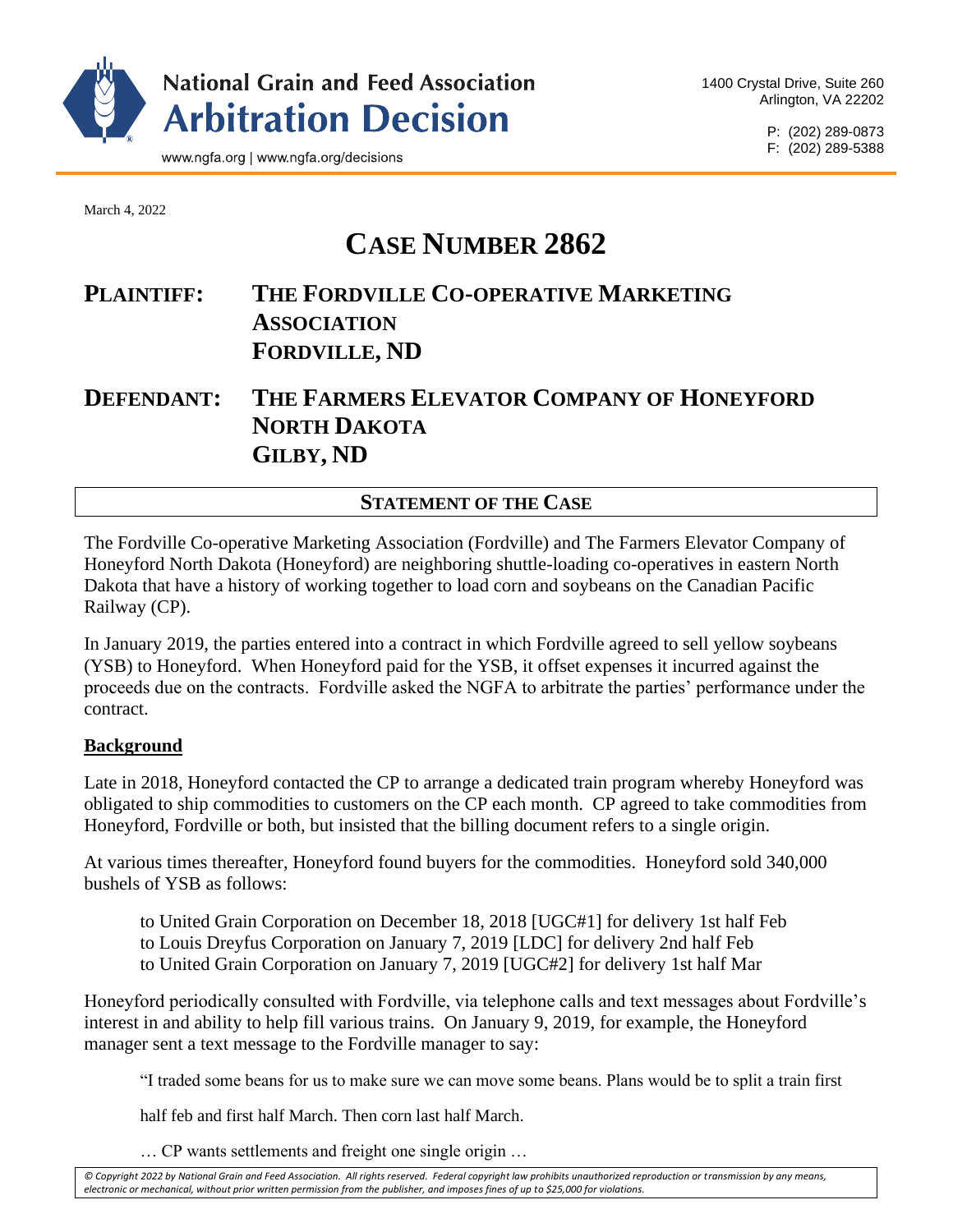# National Grain and Feed Association Arbitration Decision

www.ngfa.org | www.ngfa.org/decisions

1400 Crystal Drive, Suite 260
Arlington, VA 22202

P: (202) 289-0873
F: (202) 289-5388

March 4, 2022

# CASE NUMBER 2862

## PLAINTIFF: THE FORDVILLE CO-OPERATIVE MARKETING ASSOCIATION FORDVILLE, ND

## DEFENDANT: THE FARMERS ELEVATOR COMPANY OF HONEYFORD NORTH DAKOTA GILBY, ND

## STATEMENT OF THE CASE

The Fordville Co-operative Marketing Association (Fordville) and The Farmers Elevator Company of Honeyford North Dakota (Honeyford) are neighboring shuttle-loading co-operatives in eastern North Dakota that have a history of working together to load corn and soybeans on the Canadian Pacific Railway (CP).

In January 2019, the parties entered into a contract in which Fordville agreed to sell yellow soybeans (YSB) to Honeyford. When Honeyford paid for the YSB, it offset expenses it incurred against the proceeds due on the contracts. Fordville asked the NGFA to arbitrate the parties' performance under the contract.

### Background

Late in 2018, Honeyford contacted the CP to arrange a dedicated train program whereby Honeyford was obligated to ship commodities to customers on the CP each month. CP agreed to take commodities from Honeyford, Fordville or both, but insisted that the billing document refers to a single origin.

At various times thereafter, Honeyford found buyers for the commodities. Honeyford sold 340,000 bushels of YSB as follows:

> to United Grain Corporation on December 18, 2018 [UGC#1] for delivery 1st half Feb
> to Louis Dreyfus Corporation on January 7, 2019 [LDC] for delivery 2nd half Feb
> to United Grain Corporation on January 7, 2019 [UGC#2] for delivery 1st half Mar

Honeyford periodically consulted with Fordville, via telephone calls and text messages about Fordville's interest in and ability to help fill various trains. On January 9, 2019, for example, the Honeyford manager sent a text message to the Fordville manager to say:

> "I traded some beans for us to make sure we can move some beans. Plans would be to split a train first half feb and first half March. Then corn last half March.
>
> … CP wants settlements and freight one single origin …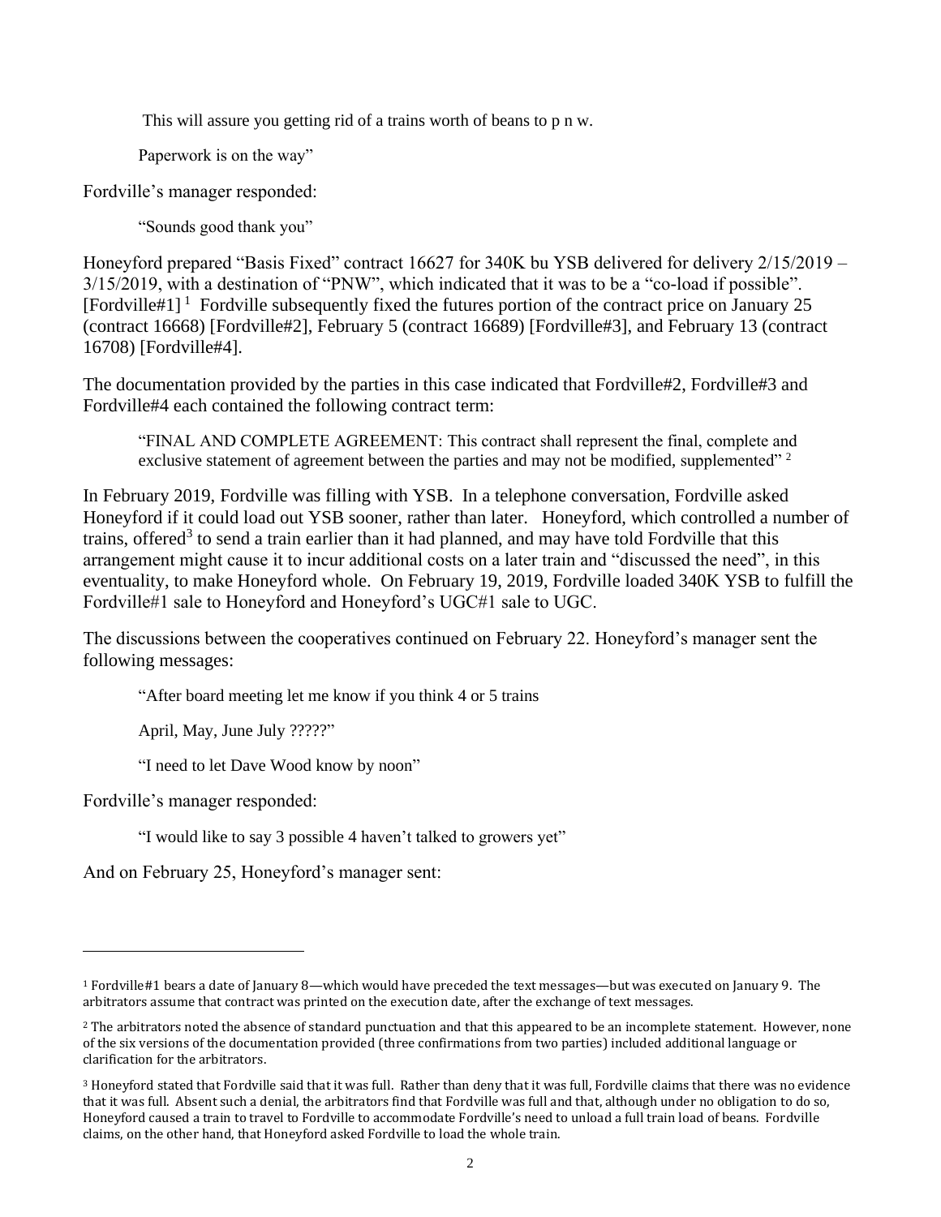> This will assure you getting rid of a trains worth of beans to p n w.
>
> Paperwork is on the way"

Fordville's manager responded:

> "Sounds good thank you"

Honeyford prepared "Basis Fixed" contract 16627 for 340K bu YSB delivered for delivery 2/15/2019 – 3/15/2019, with a destination of "PNW", which indicated that it was to be a "co-load if possible". [Fordville#1] [1] Fordville subsequently fixed the futures portion of the contract price on January 25 (contract 16668) [Fordville#2], February 5 (contract 16689) [Fordville#3], and February 13 (contract 16708) [Fordville#4].

The documentation provided by the parties in this case indicated that Fordville#2, Fordville#3 and Fordville#4 each contained the following contract term:

> "FINAL AND COMPLETE AGREEMENT: This contract shall represent the final, complete and exclusive statement of agreement between the parties and may not be modified, supplemented" [2]

In February 2019, Fordville was filling with YSB. In a telephone conversation, Fordville asked Honeyford if it could load out YSB sooner, rather than later. Honeyford, which controlled a number of trains, offered[3] to send a train earlier than it had planned, and may have told Fordville that this arrangement might cause it to incur additional costs on a later train and "discussed the need", in this eventuality, to make Honeyford whole. On February 19, 2019, Fordville loaded 340K YSB to fulfill the Fordville#1 sale to Honeyford and Honeyford's UGC#1 sale to UGC.

The discussions between the cooperatives continued on February 22. Honeyford's manager sent the following messages:

> "After board meeting let me know if you think 4 or 5 trains
>
> April, May, June July ?????"
>
> "I need to let Dave Wood know by noon"

Fordville's manager responded:

> "I would like to say 3 possible 4 haven't talked to growers yet"

And on February 25, Honeyford's manager sent:

---

[1] Fordville#1 bears a date of January 8—which would have preceded the text messages—but was executed on January 9. The arbitrators assume that contract was printed on the execution date, after the exchange of text messages.

[2] The arbitrators noted the absence of standard punctuation and that this appeared to be an incomplete statement. However, none of the six versions of the documentation provided (three confirmations from two parties) included additional language or clarification for the arbitrators.

[3] Honeyford stated that Fordville said that it was full. Rather than deny that it was full, Fordville claims that there was no evidence that it was full. Absent such a denial, the arbitrators find that Fordville was full and that, although under no obligation to do so, Honeyford caused a train to travel to Fordville to accommodate Fordville's need to unload a full train load of beans. Fordville claims, on the other hand, that Honeyford asked Fordville to load the whole train.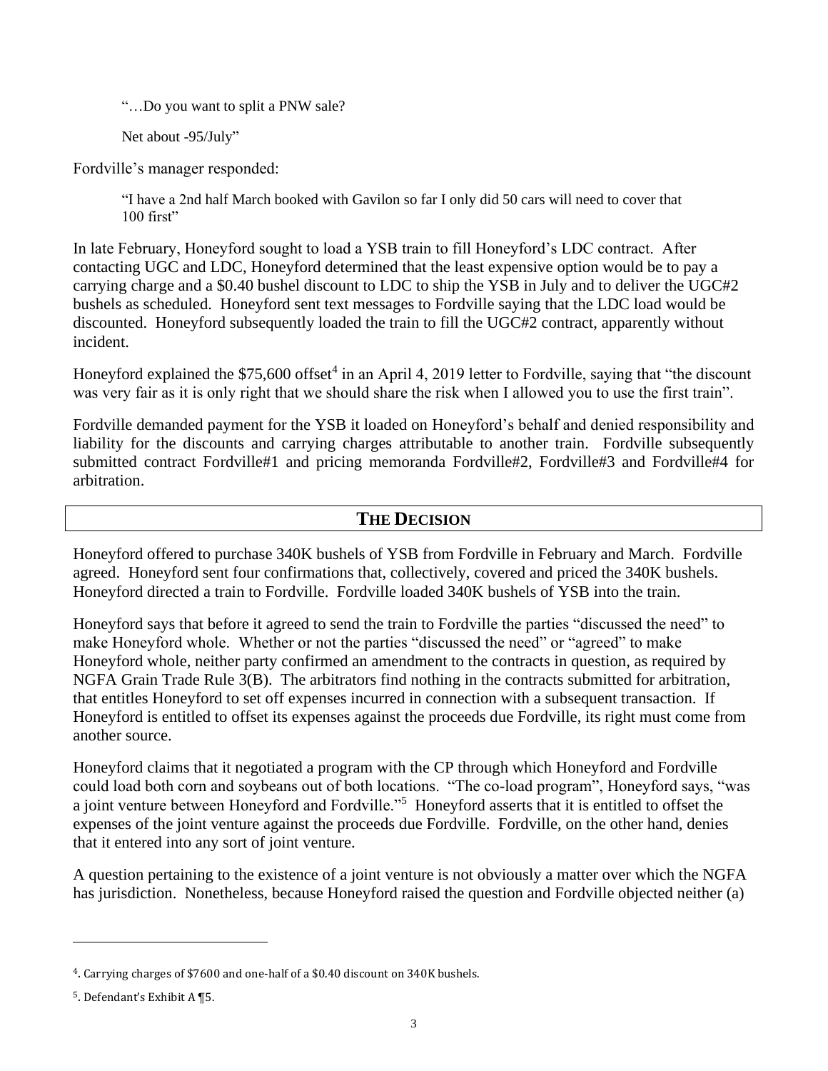> "…Do you want to split a PNW sale?
>
> Net about -95/July"

Fordville's manager responded:

> "I have a 2nd half March booked with Gavilon so far I only did 50 cars will need to cover that 100 first"

In late February, Honeyford sought to load a YSB train to fill Honeyford's LDC contract. After contacting UGC and LDC, Honeyford determined that the least expensive option would be to pay a carrying charge and a $0.40 bushel discount to LDC to ship the YSB in July and to deliver the UGC#2 bushels as scheduled. Honeyford sent text messages to Fordville saying that the LDC load would be discounted. Honeyford subsequently loaded the train to fill the UGC#2 contract, apparently without incident.

Honeyford explained the $75,600 offset[4] in an April 4, 2019 letter to Fordville, saying that "the discount was very fair as it is only right that we should share the risk when I allowed you to use the first train".

Fordville demanded payment for the YSB it loaded on Honeyford's behalf and denied responsibility and liability for the discounts and carrying charges attributable to another train. Fordville subsequently submitted contract Fordville#1 and pricing memoranda Fordville#2, Fordville#3 and Fordville#4 for arbitration.

## THE DECISION

Honeyford offered to purchase 340K bushels of YSB from Fordville in February and March. Fordville agreed. Honeyford sent four confirmations that, collectively, covered and priced the 340K bushels. Honeyford directed a train to Fordville. Fordville loaded 340K bushels of YSB into the train.

Honeyford says that before it agreed to send the train to Fordville the parties "discussed the need" to make Honeyford whole. Whether or not the parties "discussed the need" or "agreed" to make Honeyford whole, neither party confirmed an amendment to the contracts in question, as required by NGFA Grain Trade Rule 3(B). The arbitrators find nothing in the contracts submitted for arbitration, that entitles Honeyford to set off expenses incurred in connection with a subsequent transaction. If Honeyford is entitled to offset its expenses against the proceeds due Fordville, its right must come from another source.

Honeyford claims that it negotiated a program with the CP through which Honeyford and Fordville could load both corn and soybeans out of both locations. "The co-load program", Honeyford says, "was a joint venture between Honeyford and Fordville."[5] Honeyford asserts that it is entitled to offset the expenses of the joint venture against the proceeds due Fordville. Fordville, on the other hand, denies that it entered into any sort of joint venture.

A question pertaining to the existence of a joint venture is not obviously a matter over which the NGFA has jurisdiction. Nonetheless, because Honeyford raised the question and Fordville objected neither (a)

---

[4]. Carrying charges of $7600 and one-half of a $0.40 discount on 340K bushels.

[5]. Defendant's Exhibit A ¶5.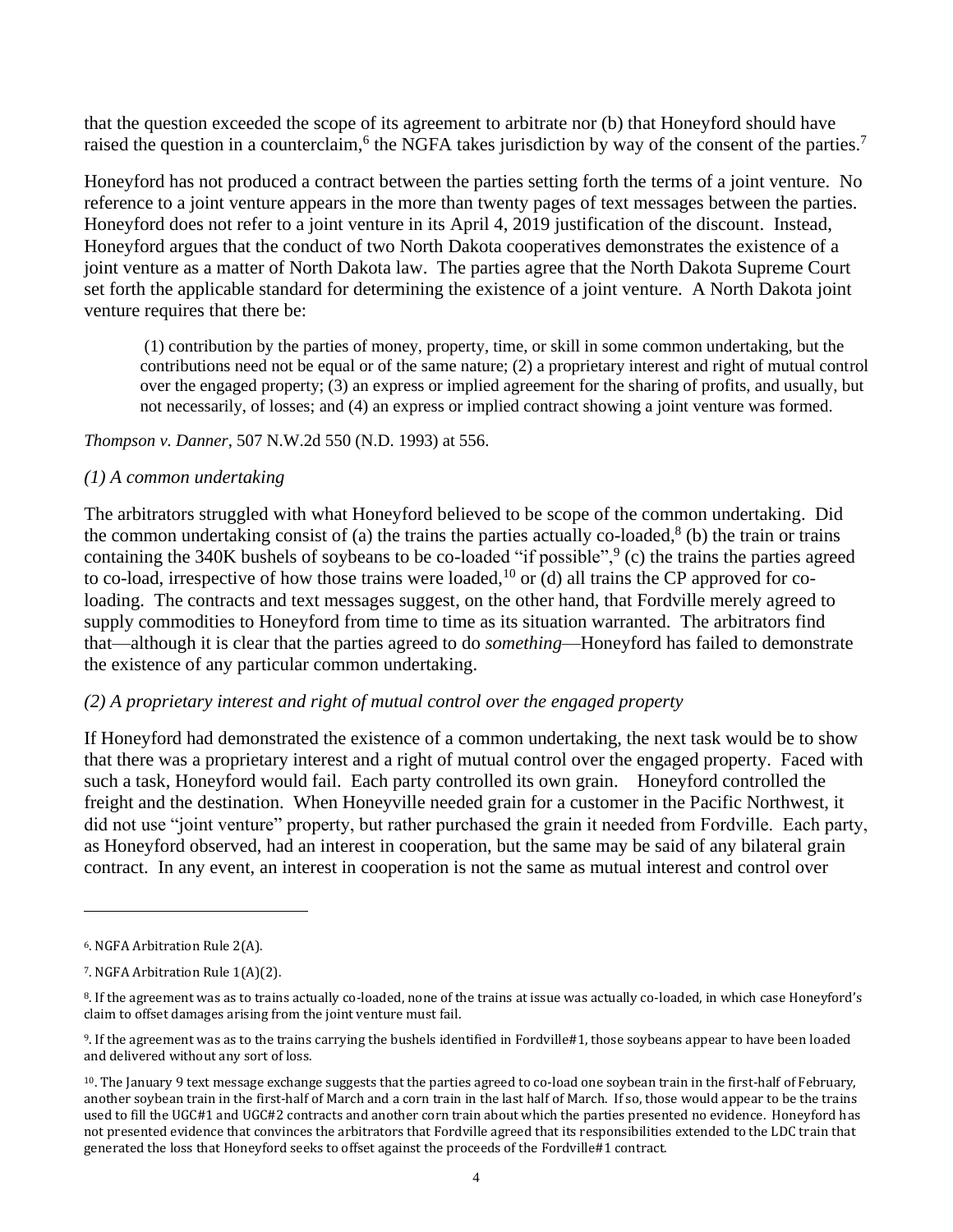that the question exceeded the scope of its agreement to arbitrate nor (b) that Honeyford should have raised the question in a counterclaim,[6] the NGFA takes jurisdiction by way of the consent of the parties.[7]

Honeyford has not produced a contract between the parties setting forth the terms of a joint venture. No reference to a joint venture appears in the more than twenty pages of text messages between the parties. Honeyford does not refer to a joint venture in its April 4, 2019 justification of the discount. Instead, Honeyford argues that the conduct of two North Dakota cooperatives demonstrates the existence of a joint venture as a matter of North Dakota law. The parties agree that the North Dakota Supreme Court set forth the applicable standard for determining the existence of a joint venture. A North Dakota joint venture requires that there be:

> (1) contribution by the parties of money, property, time, or skill in some common undertaking, but the contributions need not be equal or of the same nature; (2) a proprietary interest and right of mutual control over the engaged property; (3) an express or implied agreement for the sharing of profits, and usually, but not necessarily, of losses; and (4) an express or implied contract showing a joint venture was formed.

*Thompson v. Danner*, 507 N.W.2d 550 (N.D. 1993) at 556.

*(1) A common undertaking*

The arbitrators struggled with what Honeyford believed to be scope of the common undertaking. Did the common undertaking consist of (a) the trains the parties actually co-loaded,[8] (b) the train or trains containing the 340K bushels of soybeans to be co-loaded "if possible",[9] (c) the trains the parties agreed to co-load, irrespective of how those trains were loaded,[10] or (d) all trains the CP approved for co-loading. The contracts and text messages suggest, on the other hand, that Fordville merely agreed to supply commodities to Honeyford from time to time as its situation warranted. The arbitrators find that—although it is clear that the parties agreed to do *something*—Honeyford has failed to demonstrate the existence of any particular common undertaking.

*(2) A proprietary interest and right of mutual control over the engaged property*

If Honeyford had demonstrated the existence of a common undertaking, the next task would be to show that there was a proprietary interest and a right of mutual control over the engaged property. Faced with such a task, Honeyford would fail. Each party controlled its own grain. Honeyford controlled the freight and the destination. When Honeyville needed grain for a customer in the Pacific Northwest, it did not use "joint venture" property, but rather purchased the grain it needed from Fordville. Each party, as Honeyford observed, had an interest in cooperation, but the same may be said of any bilateral grain contract. In any event, an interest in cooperation is not the same as mutual interest and control over

---

[6]. NGFA Arbitration Rule 2(A).

[7]. NGFA Arbitration Rule 1(A)(2).

[8]. If the agreement was as to trains actually co-loaded, none of the trains at issue was actually co-loaded, in which case Honeyford's claim to offset damages arising from the joint venture must fail.

[9]. If the agreement was as to the trains carrying the bushels identified in Fordville#1, those soybeans appear to have been loaded and delivered without any sort of loss.

[10]. The January 9 text message exchange suggests that the parties agreed to co-load one soybean train in the first-half of February, another soybean train in the first-half of March and a corn train in the last half of March. If so, those would appear to be the trains used to fill the UGC#1 and UGC#2 contracts and another corn train about which the parties presented no evidence. Honeyford has not presented evidence that convinces the arbitrators that Fordville agreed that its responsibilities extended to the LDC train that generated the loss that Honeyford seeks to offset against the proceeds of the Fordville#1 contract.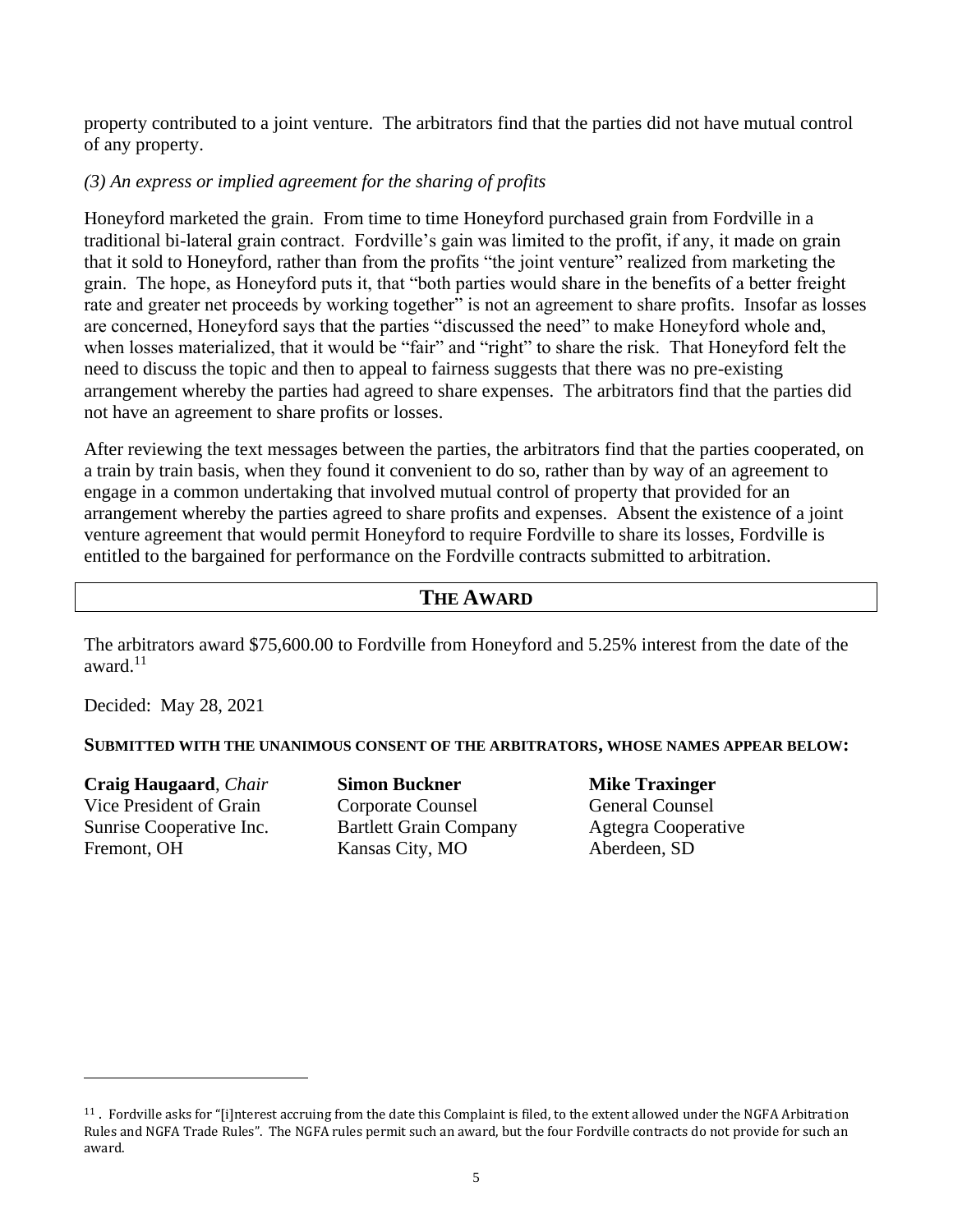property contributed to a joint venture. The arbitrators find that the parties did not have mutual control of any property.

*(3) An express or implied agreement for the sharing of profits*

Honeyford marketed the grain. From time to time Honeyford purchased grain from Fordville in a traditional bi-lateral grain contract. Fordville's gain was limited to the profit, if any, it made on grain that it sold to Honeyford, rather than from the profits "the joint venture" realized from marketing the grain. The hope, as Honeyford puts it, that "both parties would share in the benefits of a better freight rate and greater net proceeds by working together" is not an agreement to share profits. Insofar as losses are concerned, Honeyford says that the parties "discussed the need" to make Honeyford whole and, when losses materialized, that it would be "fair" and "right" to share the risk. That Honeyford felt the need to discuss the topic and then to appeal to fairness suggests that there was no pre-existing arrangement whereby the parties had agreed to share expenses. The arbitrators find that the parties did not have an agreement to share profits or losses.

After reviewing the text messages between the parties, the arbitrators find that the parties cooperated, on a train by train basis, when they found it convenient to do so, rather than by way of an agreement to engage in a common undertaking that involved mutual control of property that provided for an arrangement whereby the parties agreed to share profits and expenses. Absent the existence of a joint venture agreement that would permit Honeyford to require Fordville to share its losses, Fordville is entitled to the bargained for performance on the Fordville contracts submitted to arbitration.

## THE AWARD

The arbitrators award $75,600.00 to Fordville from Honeyford and 5.25% interest from the date of the award.[11]

Decided: May 28, 2021

**SUBMITTED WITH THE UNANIMOUS CONSENT OF THE ARBITRATORS, WHOSE NAMES APPEAR BELOW:**

**Craig Haugaard**, *Chair*
Vice President of Grain
Sunrise Cooperative Inc.
Fremont, OH

**Simon Buckner**
Corporate Counsel
Bartlett Grain Company
Kansas City, MO

**Mike Traxinger**
General Counsel
Agtegra Cooperative
Aberdeen, SD

---

[11] . Fordville asks for "[i]nterest accruing from the date this Complaint is filed, to the extent allowed under the NGFA Arbitration Rules and NGFA Trade Rules". The NGFA rules permit such an award, but the four Fordville contracts do not provide for such an award.